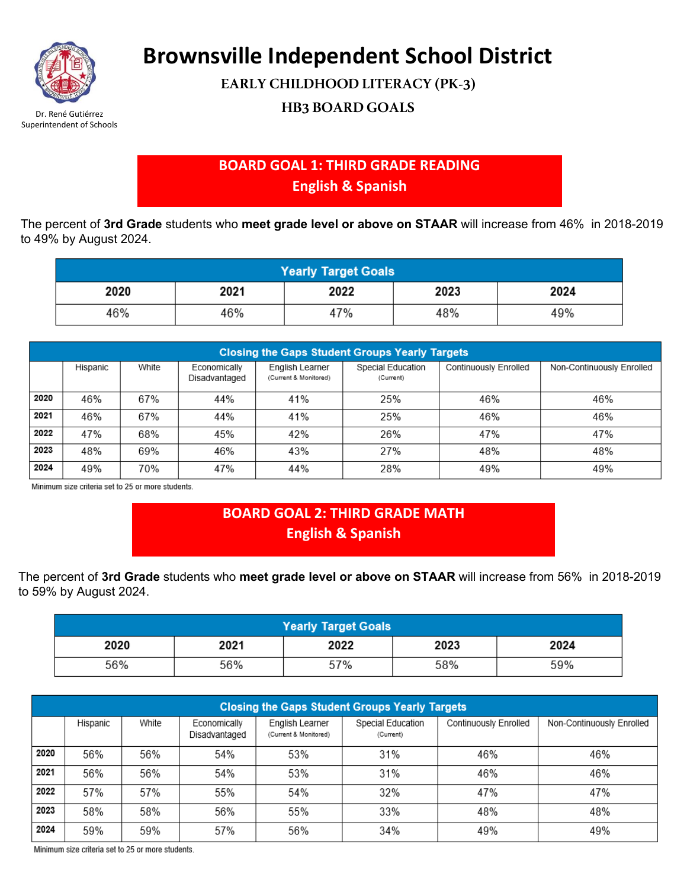# Brownsville Independent School District

Dr. René Gutiérrez
Superintendent of Schools

## EARLY CHILDHOOD LITERACY (PK-3)

## HB3 BOARD GOALS

## BOARD GOAL 1: THIRD GRADE READING
### English & Spanish

The percent of **3rd Grade** students who **meet grade level or above on STAAR** will increase from 46% in 2018-2019 to 49% by August 2024.

| Yearly Target Goals | | | | |
|---|---|---|---|---|
| **2020** | **2021** | **2022** | **2023** | **2024** |
| 46% | 46% | 47% | 48% | 49% |

| Closing the Gaps Student Groups Yearly Targets | | | | | | | |
|---|---|---|---|---|---|---|---|
| | Hispanic | White | Economically Disadvantaged | English Learner (Current & Monitored) | Special Education (Current) | Continuously Enrolled | Non-Continuously Enrolled |
| **2020** | 46% | 67% | 44% | 41% | 25% | 46% | 46% |
| **2021** | 46% | 67% | 44% | 41% | 25% | 46% | 46% |
| **2022** | 47% | 68% | 45% | 42% | 26% | 47% | 47% |
| **2023** | 48% | 69% | 46% | 43% | 27% | 48% | 48% |
| **2024** | 49% | 70% | 47% | 44% | 28% | 49% | 49% |

Minimum size criteria set to 25 or more students.

## BOARD GOAL 2: THIRD GRADE MATH
### English & Spanish

The percent of **3rd Grade** students who **meet grade level or above on STAAR** will increase from 56% in 2018-2019 to 59% by August 2024.

| Yearly Target Goals | | | | |
|---|---|---|---|---|
| **2020** | **2021** | **2022** | **2023** | **2024** |
| 56% | 56% | 57% | 58% | 59% |

| Closing the Gaps Student Groups Yearly Targets | | | | | | | |
|---|---|---|---|---|---|---|---|
| | Hispanic | White | Economically Disadvantaged | English Learner (Current & Monitored) | Special Education (Current) | Continuously Enrolled | Non-Continuously Enrolled |
| **2020** | 56% | 56% | 54% | 53% | 31% | 46% | 46% |
| **2021** | 56% | 56% | 54% | 53% | 31% | 46% | 46% |
| **2022** | 57% | 57% | 55% | 54% | 32% | 47% | 47% |
| **2023** | 58% | 58% | 56% | 55% | 33% | 48% | 48% |
| **2024** | 59% | 59% | 57% | 56% | 34% | 49% | 49% |

Minimum size criteria set to 25 or more students.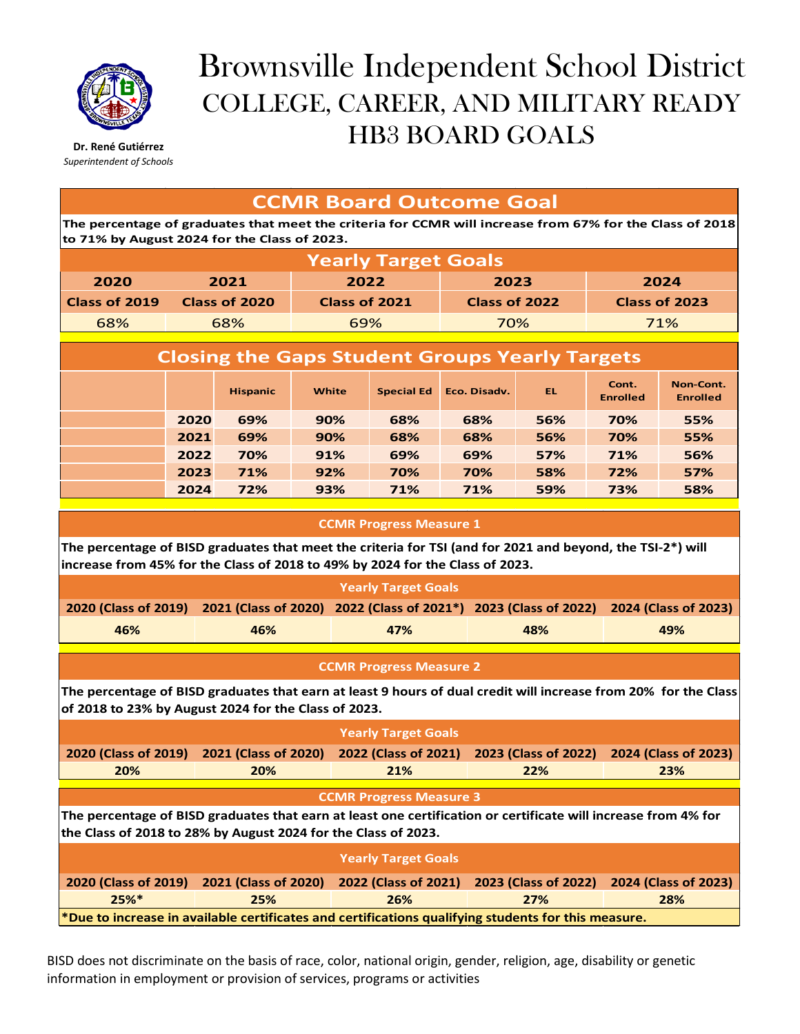Dr. René Gutiérrez
*Superintendent of Schools*

# Brownsville Independent School District
## COLLEGE, CAREER, AND MILITARY READY
## HB3 BOARD GOALS

### CCMR Board Outcome Goal

**The percentage of graduates that meet the criteria for CCMR will increase from 67% for the Class of 2018 to 71% by August 2024 for the Class of 2023.**

**Yearly Target Goals**

| 2020 | 2021 | 2022 | 2023 | 2024 |
|---|---|---|---|---|
| Class of 2019 | Class of 2020 | Class of 2021 | Class of 2022 | Class of 2023 |
| 68% | 68% | 69% | 70% | 71% |

### Closing the Gaps Student Groups Yearly Targets

| | | Hispanic | White | Special Ed | Eco. Disadv. | EL | Cont. Enrolled | Non-Cont. Enrolled |
|---|---|---|---|---|---|---|---|---|
| | 2020 | 69% | 90% | 68% | 68% | 56% | 70% | 55% |
| | 2021 | 69% | 90% | 68% | 68% | 56% | 70% | 55% |
| | 2022 | 70% | 91% | 69% | 69% | 57% | 71% | 56% |
| | 2023 | 71% | 92% | 70% | 70% | 58% | 72% | 57% |
| | 2024 | 72% | 93% | 71% | 71% | 59% | 73% | 58% |

### CCMR Progress Measure 1

**The percentage of BISD graduates that meet the criteria for TSI (and for 2021 and beyond, the TSI-2*) will increase from 45% for the Class of 2018 to 49% by 2024 for the Class of 2023.**

**Yearly Target Goals**

| 2020 (Class of 2019) | 2021 (Class of 2020) | 2022 (Class of 2021*) | 2023 (Class of 2022) | 2024 (Class of 2023) |
|---|---|---|---|---|
| 46% | 46% | 47% | 48% | 49% |

### CCMR Progress Measure 2

**The percentage of BISD graduates that earn at least 9 hours of dual credit will increase from 20% for the Class of 2018 to 23% by August 2024 for the Class of 2023.**

**Yearly Target Goals**

| 2020 (Class of 2019) | 2021 (Class of 2020) | 2022 (Class of 2021) | 2023 (Class of 2022) | 2024 (Class of 2023) |
|---|---|---|---|---|
| 20% | 20% | 21% | 22% | 23% |

### CCMR Progress Measure 3

**The percentage of BISD graduates that earn at least one certification or certificate will increase from 4% for the Class of 2018 to 28% by August 2024 for the Class of 2023.**

**Yearly Target Goals**

| 2020 (Class of 2019) | 2021 (Class of 2020) | 2022 (Class of 2021) | 2023 (Class of 2022) | 2024 (Class of 2023) |
|---|---|---|---|---|
| 25%* | 25% | 26% | 27% | 28% |

***Due to increase in available certificates and certifications qualifying students for this measure.**

BISD does not discriminate on the basis of race, color, national origin, gender, religion, age, disability or genetic information in employment or provision of services, programs or activities